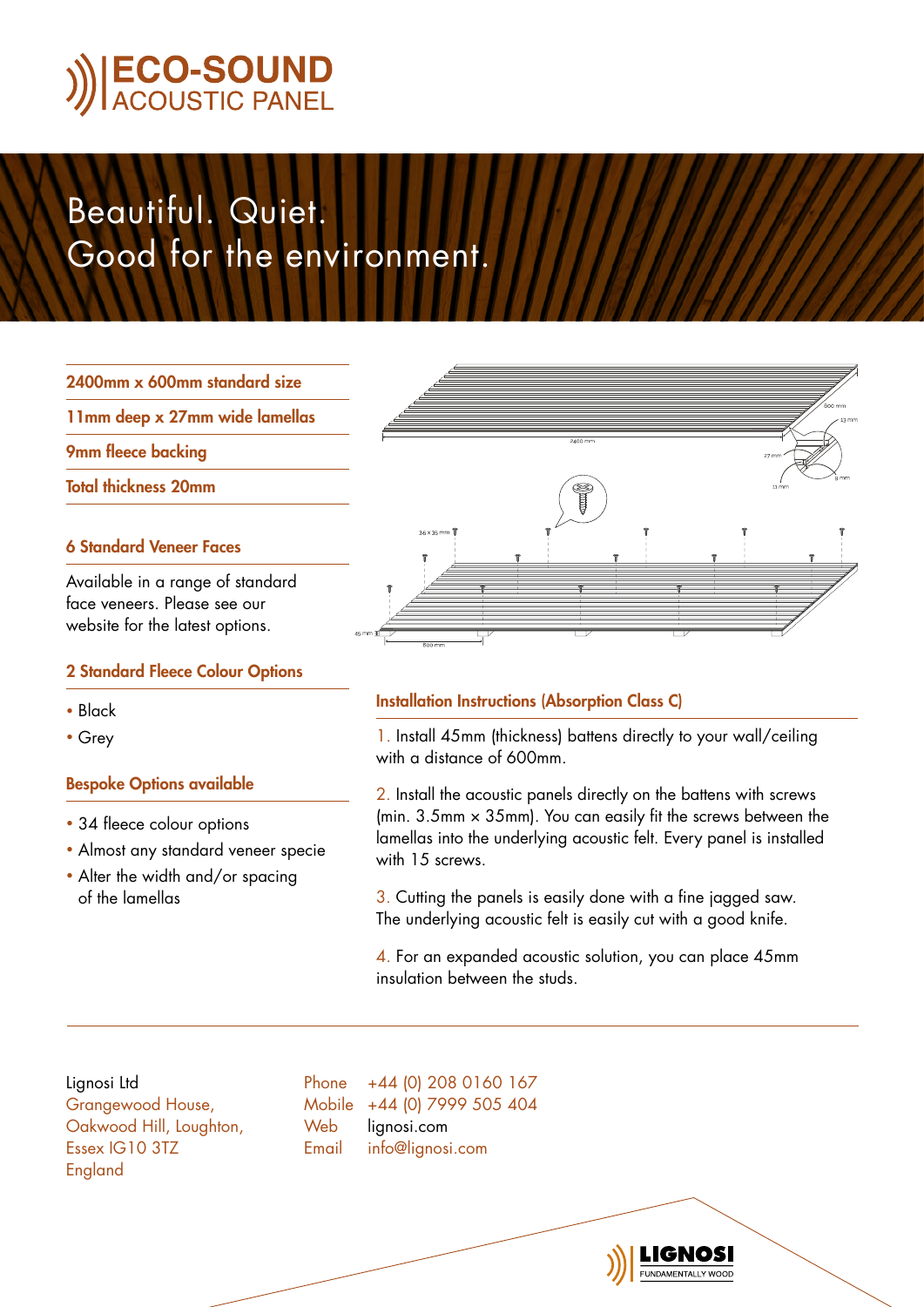# ECO-SOUND
## ACOUSTIC PANEL

# Beautiful. Quiet.
# Good for the environment.

**2400mm x 600mm standard size**

**11mm deep x 27mm wide lamellas**

**9mm fleece backing**

**Total thickness 20mm**

### 6 Standard Veneer Faces

Available in a range of standard face veneers. Please see our website for the latest options.

### 2 Standard Fleece Colour Options

- Black
- Grey

### Bespoke Options available

- 34 fleece colour options
- Almost any standard veneer specie
- Alter the width and/or spacing of the lamellas

### Installation Instructions (Absorption Class C)

1. Install 45mm (thickness) battens directly to your wall/ceiling with a distance of 600mm.

2. Install the acoustic panels directly on the battens with screws (min. 3.5mm x 35mm). You can easily fit the screws between the lamellas into the underlying acoustic felt. Every panel is installed with 15 screws.

3. Cutting the panels is easily done with a fine jagged saw. The underlying acoustic felt is easily cut with a good knife.

4. For an expanded acoustic solution, you can place 45mm insulation between the studs.

---

Lignosi Ltd
Grangewood House,
Oakwood Hill, Loughton,
Essex IG10 3TZ
England

Phone +44 (0) 208 0160 167
Mobile +44 (0) 7999 505 404
Web lignosi.com
Email info@lignosi.com

LIGNOSI
FUNDAMENTALLY WOOD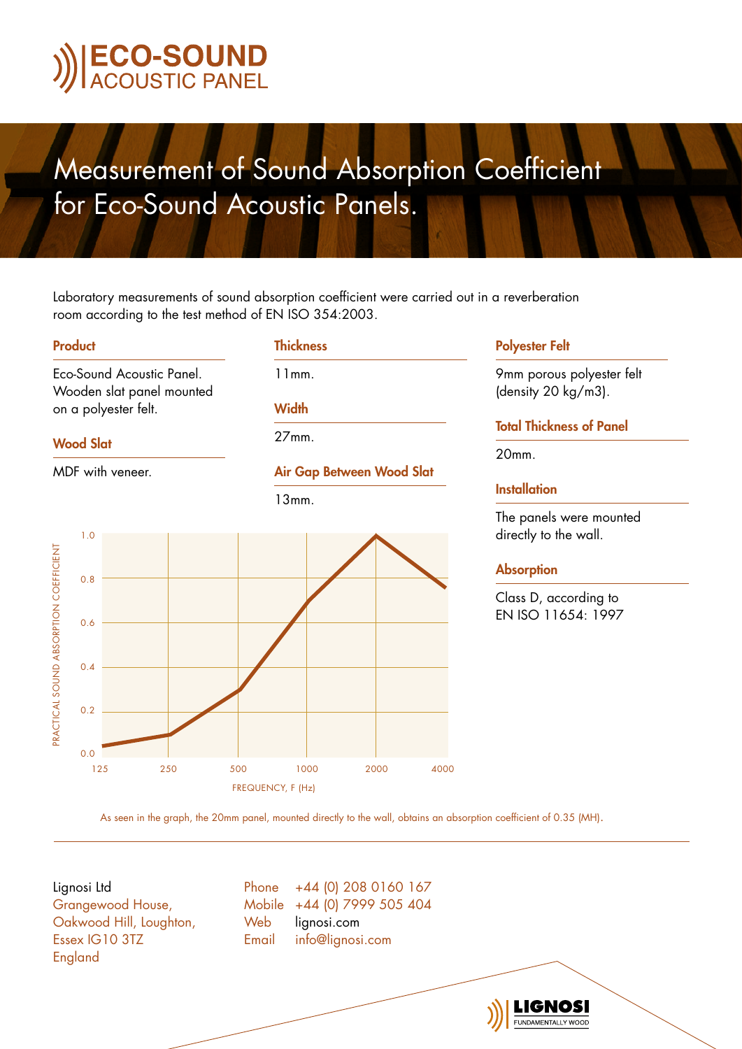# ECO-SOUND ACOUSTIC PANEL

## Measurement of Sound Absorption Coefficient for Eco-Sound Acoustic Panels.

Laboratory measurements of sound absorption coefficient were carried out in a reverberation room according to the test method of EN ISO 354:2003.

### Product

Eco-Sound Acoustic Panel. Wooden slat panel mounted on a polyester felt.

### Wood Slat

MDF with veneer.

### Thickness

11mm.

### Width

27mm.

### Air Gap Between Wood Slat

13mm.

### Polyester Felt

9mm porous polyester felt (density 20 kg/m3).

### Total Thickness of Panel

20mm.

### Installation

The panels were mounted directly to the wall.

### Absorption

Class D, according to EN ISO 11654: 1997

PRACTICAL SOUND ABSORPTION COEFFICIENT

FREQUENCY, F (Hz)

| Frequency (Hz) | 125 | 250 | 500 | 1000 | 2000 | 4000 |
|---|---|---|---|---|---|---|
| Practical sound absorption coefficient | 0.05 | 0.1 | 0.3 | 0.7 | 1.0 | 0.75 |

As seen in the graph, the 20mm panel, mounted directly to the wall, obtains an absorption coefficient of 0.35 (MH).

---

Lignosi Ltd
Grangewood House,
Oakwood Hill, Loughton,
Essex IG10 3TZ
England

Phone +44 (0) 208 0160 167
Mobile +44 (0) 7999 505 404
Web lignosi.com
Email info@lignosi.com

LIGNOSI
FUNDAMENTALLY WOOD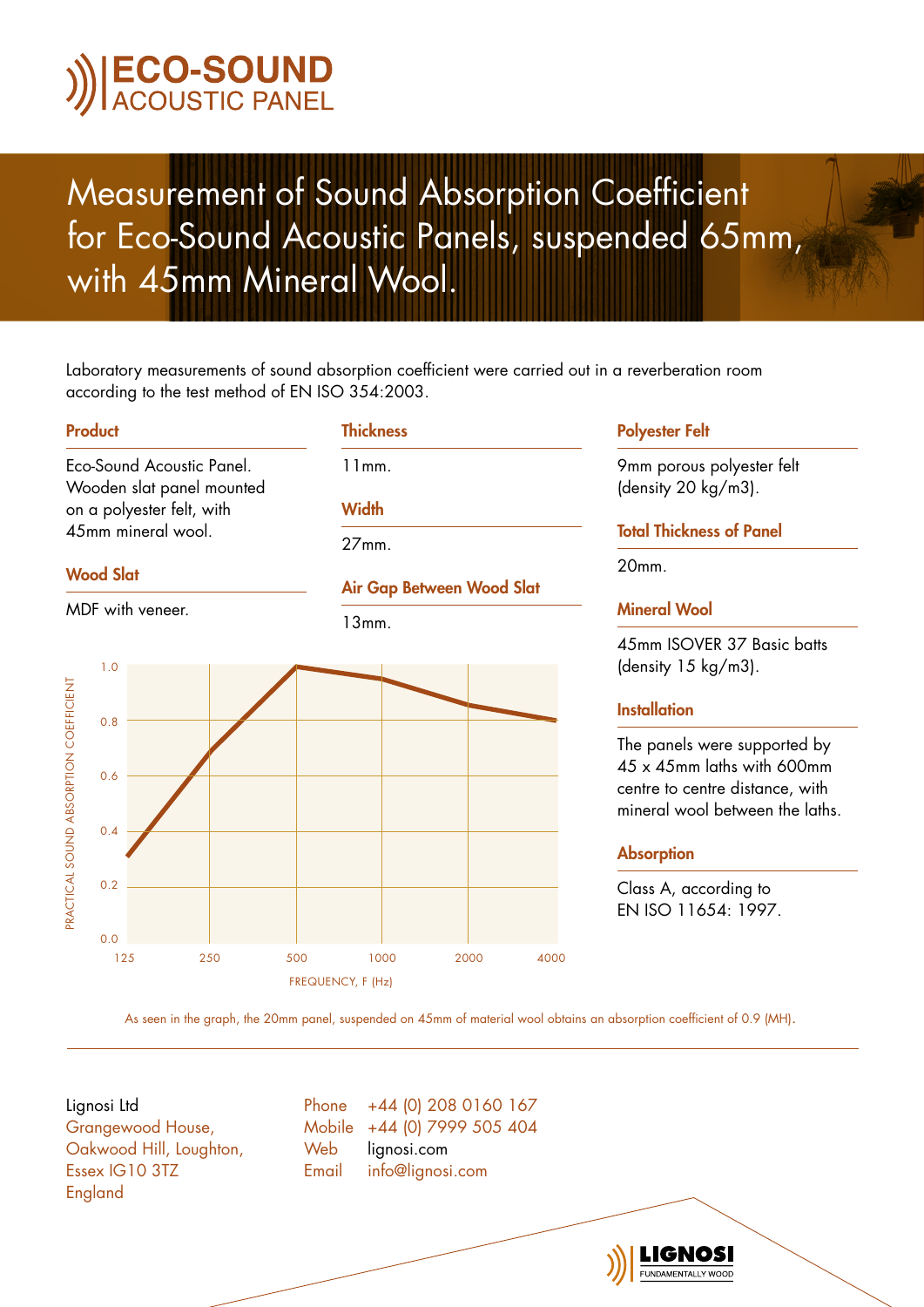# ECO-SOUND ACOUSTIC PANEL

## Measurement of Sound Absorption Coefficient for Eco-Sound Acoustic Panels, suspended 65mm, with 45mm Mineral Wool.

Laboratory measurements of sound absorption coefficient were carried out in a reverberation room according to the test method of EN ISO 354:2003.

### Product

Eco-Sound Acoustic Panel. Wooden slat panel mounted on a polyester felt, with 45mm mineral wool.

### Wood Slat

MDF with veneer.

### Thickness

11mm.

### Width

27mm.

### Air Gap Between Wood Slat

13mm.

### Polyester Felt

9mm porous polyester felt (density 20 kg/m3).

### Total Thickness of Panel

20mm.

### Mineral Wool

45mm ISOVER 37 Basic batts (density 15 kg/m3).

### Installation

The panels were supported by 45 x 45mm laths with 600mm centre to centre distance, with mineral wool between the laths.

### Absorption

Class A, according to EN ISO 11654: 1997.

PRACTICAL SOUND ABSORPTION COEFFICIENT vs FREQUENCY, F (Hz)

| Frequency (Hz) | 125 | 250 | 500 | 1000 | 2000 | 4000 |
|---|---|---|---|---|---|---|
| Practical sound absorption coefficient (approx.) | 0.3 | 0.7 | 1.0 | 0.95 | 0.85 | 0.8 |

As seen in the graph, the 20mm panel, suspended on 45mm of material wool obtains an absorption coefficient of 0.9 (MH).

Lignosi Ltd
Grangewood House,
Oakwood Hill, Loughton,
Essex IG10 3TZ
England

Phone +44 (0) 208 0160 167
Mobile +44 (0) 7999 505 404
Web lignosi.com
Email info@lignosi.com

LIGNOSI
FUNDAMENTALLY WOOD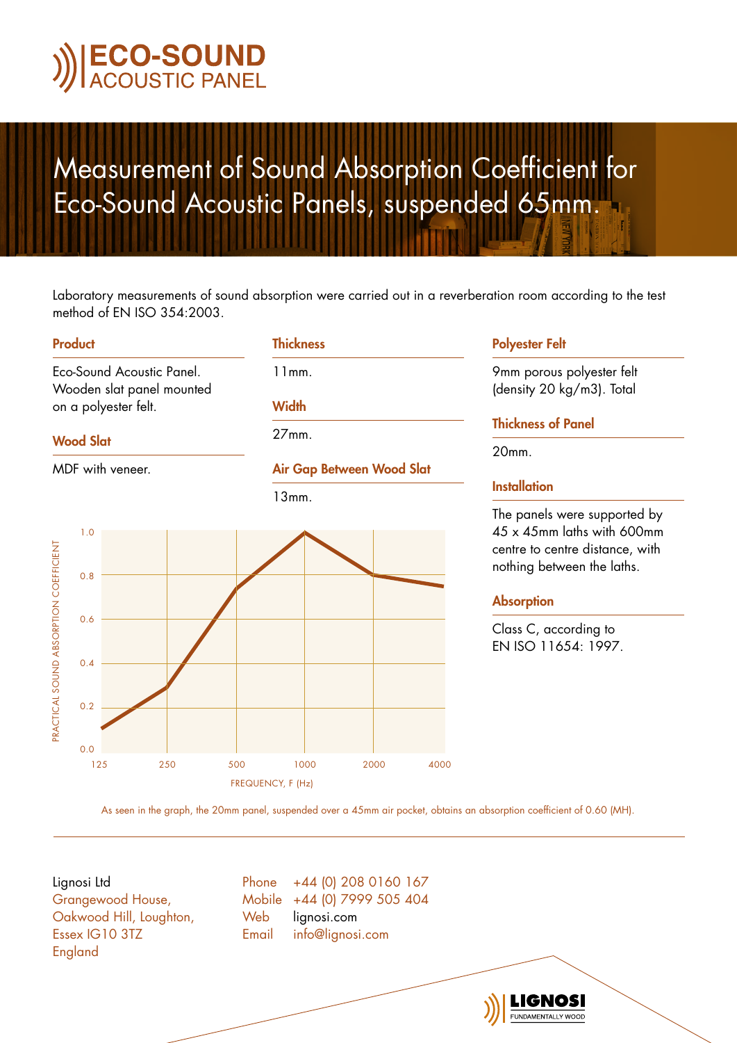# ECO-SOUND ACOUSTIC PANEL

## Measurement of Sound Absorption Coefficient for Eco-Sound Acoustic Panels, suspended 65mm.

Laboratory measurements of sound absorption were carried out in a reverberation room according to the test method of EN ISO 354:2003.

### Product

Eco-Sound Acoustic Panel. Wooden slat panel mounted on a polyester felt.

### Wood Slat

MDF with veneer.

### Thickness

11mm.

### Width

27mm.

### Air Gap Between Wood Slat

13mm.

### Polyester Felt

9mm porous polyester felt (density 20 kg/m3). Total

### Thickness of Panel

20mm.

### Installation

The panels were supported by 45 x 45mm laths with 600mm centre to centre distance, with nothing between the laths.

### Absorption

Class C, according to EN ISO 11654: 1997.

PRACTICAL SOUND ABSORPTION COEFFICIENT

1.0
0.8
0.6
0.4
0.2
0.0

125 250 500 1000 2000 4000

FREQUENCY, F (Hz)

As seen in the graph, the 20mm panel, suspended over a 45mm air pocket, obtains an absorption coefficient of 0.60 (MH).

---

Lignosi Ltd
Grangewood House,
Oakwood Hill, Loughton,
Essex IG10 3TZ
England

Phone +44 (0) 208 0160 167
Mobile +44 (0) 7999 505 404
Web lignosi.com
Email info@lignosi.com

LIGNOSI
FUNDAMENTALLY WOOD